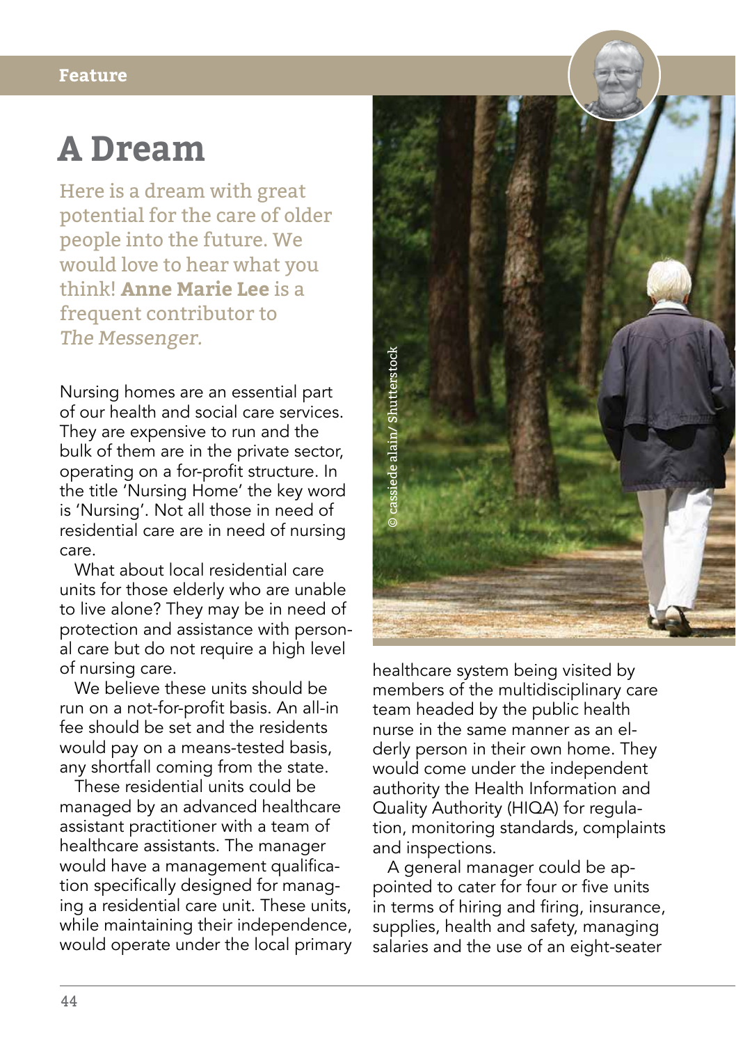# A Dream

Here is a dream with great potential for the care of older people into the future. We would love to hear what you think! **Anne Marie Lee** is a frequent contributor to *The Messenger.*

Nursing homes are an essential part of our health and social care services. They are expensive to run and the bulk of them are in the private sector, operating on a for-profit structure. In the title 'Nursing Home' the key word is 'Nursing'. Not all those in need of residential care are in need of nursing care.

What about local residential care units for those elderly who are unable to live alone? They may be in need of protection and assistance with personal care but do not require a high level of nursing care.

We believe these units should be run on a not-for-profit basis. An all-in fee should be set and the residents would pay on a means-tested basis, any shortfall coming from the state.

These residential units could be managed by an advanced healthcare assistant practitioner with a team of healthcare assistants. The manager would have a management qualification specifically designed for managing a residential care unit. These units, while maintaining their independence, would operate under the local primary healthcare system being visited by members of the multidisciplinary care team headed by the public health nurse in the same manner as an elderly person in their own home. They would come under the independent authority the Health Information and Quality Authority (HIQA) for regulation, monitoring standards, complaints and inspections.

A general manager could be appointed to cater for four or five units in terms of hiring and firing, insurance, supplies, health and safety, managing salaries and the use of an eight-seater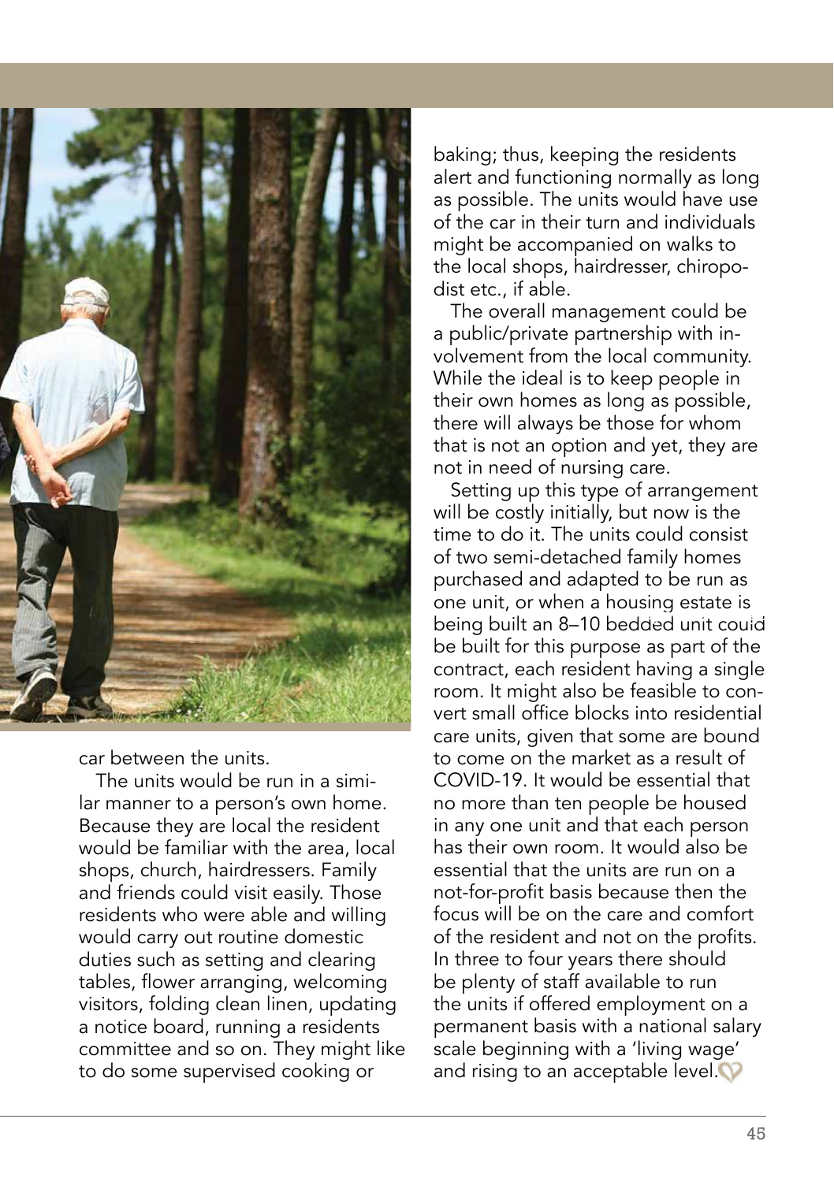car between the units.

The units would be run in a similar manner to a person's own home. Because they are local the resident would be familiar with the area, local shops, church, hairdressers. Family and friends could visit easily. Those residents who were able and willing would carry out routine domestic duties such as setting and clearing tables, flower arranging, welcoming visitors, folding clean linen, updating a notice board, running a residents committee and so on. They might like to do some supervised cooking or baking; thus, keeping the residents alert and functioning normally as long as possible. The units would have use of the car in their turn and individuals might be accompanied on walks to the local shops, hairdresser, chiropodist etc., if able.

The overall management could be a public/private partnership with involvement from the local community. While the ideal is to keep people in their own homes as long as possible, there will always be those for whom that is not an option and yet, they are not in need of nursing care.

Setting up this type of arrangement will be costly initially, but now is the time to do it. The units could consist of two semi-detached family homes purchased and adapted to be run as one unit, or when a housing estate is being built an 8–10 bedded unit could be built for this purpose as part of the contract, each resident having a single room. It might also be feasible to convert small office blocks into residential care units, given that some are bound to come on the market as a result of COVID-19. It would be essential that no more than ten people be housed in any one unit and that each person has their own room. It would also be essential that the units are run on a not-for-profit basis because then the focus will be on the care and comfort of the resident and not on the profits. In three to four years there should be plenty of staff available to run the units if offered employment on a permanent basis with a national salary scale beginning with a 'living wage' and rising to an acceptable level.